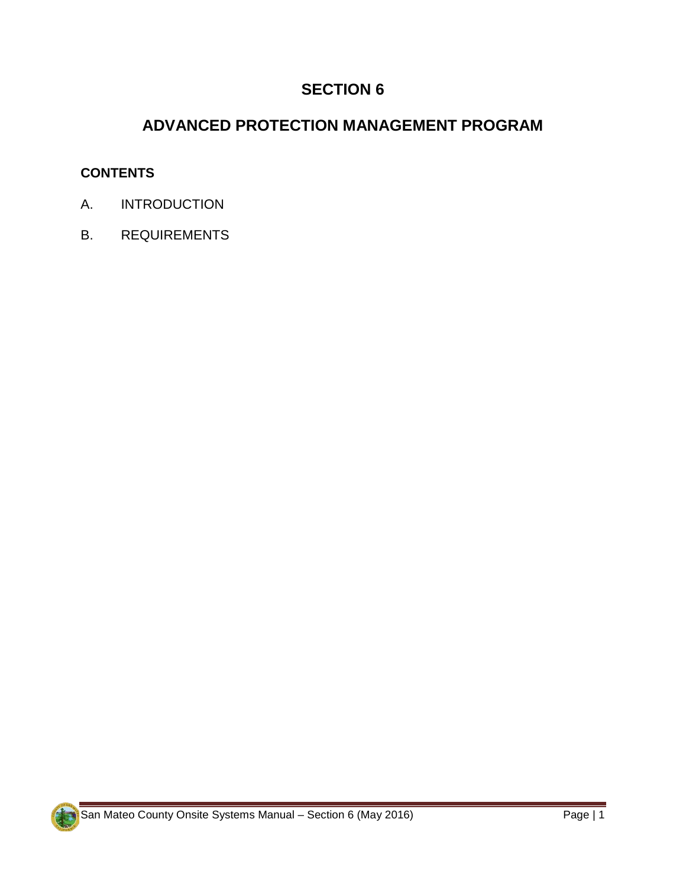# SECTION 6

# ADVANCED PROTECTION MANAGEMENT PROGRAM

## CONTENTS

A. INTRODUCTION

B. REQUIREMENTS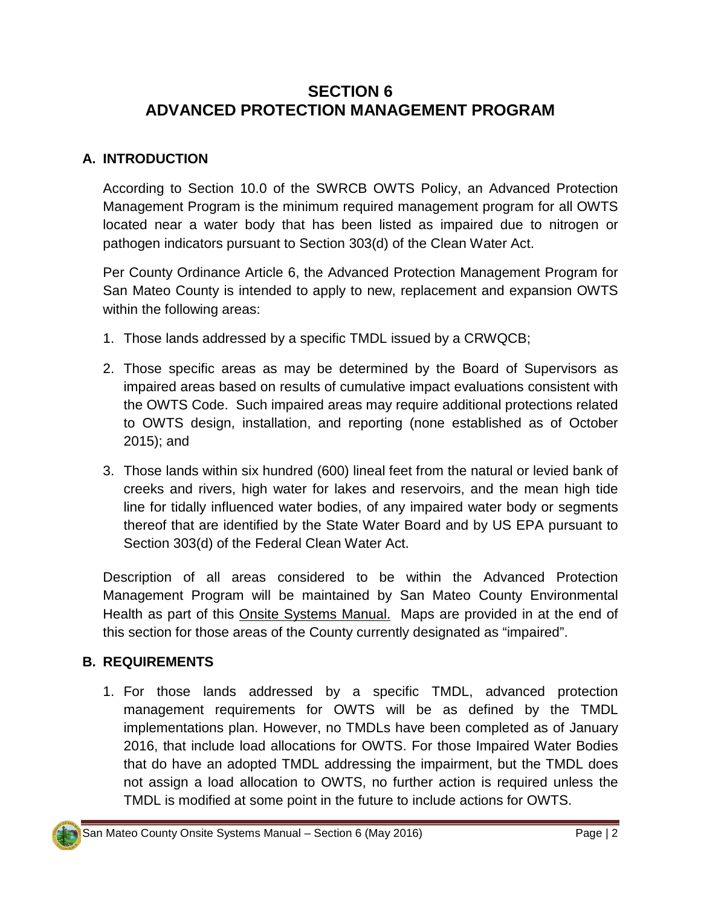# SECTION 6
# ADVANCED PROTECTION MANAGEMENT PROGRAM

## A. INTRODUCTION

According to Section 10.0 of the SWRCB OWTS Policy, an Advanced Protection Management Program is the minimum required management program for all OWTS located near a water body that has been listed as impaired due to nitrogen or pathogen indicators pursuant to Section 303(d) of the Clean Water Act.

Per County Ordinance Article 6, the Advanced Protection Management Program for San Mateo County is intended to apply to new, replacement and expansion OWTS within the following areas:

1. Those lands addressed by a specific TMDL issued by a CRWQCB;
2. Those specific areas as may be determined by the Board of Supervisors as impaired areas based on results of cumulative impact evaluations consistent with the OWTS Code. Such impaired areas may require additional protections related to OWTS design, installation, and reporting (none established as of October 2015); and
3. Those lands within six hundred (600) lineal feet from the natural or levied bank of creeks and rivers, high water for lakes and reservoirs, and the mean high tide line for tidally influenced water bodies, of any impaired water body or segments thereof that are identified by the State Water Board and by US EPA pursuant to Section 303(d) of the Federal Clean Water Act.

Description of all areas considered to be within the Advanced Protection Management Program will be maintained by San Mateo County Environmental Health as part of this Onsite Systems Manual. Maps are provided in at the end of this section for those areas of the County currently designated as "impaired".

## B. REQUIREMENTS

1. For those lands addressed by a specific TMDL, advanced protection management requirements for OWTS will be as defined by the TMDL implementations plan. However, no TMDLs have been completed as of January 2016, that include load allocations for OWTS. For those Impaired Water Bodies that do have an adopted TMDL addressing the impairment, but the TMDL does not assign a load allocation to OWTS, no further action is required unless the TMDL is modified at some point in the future to include actions for OWTS.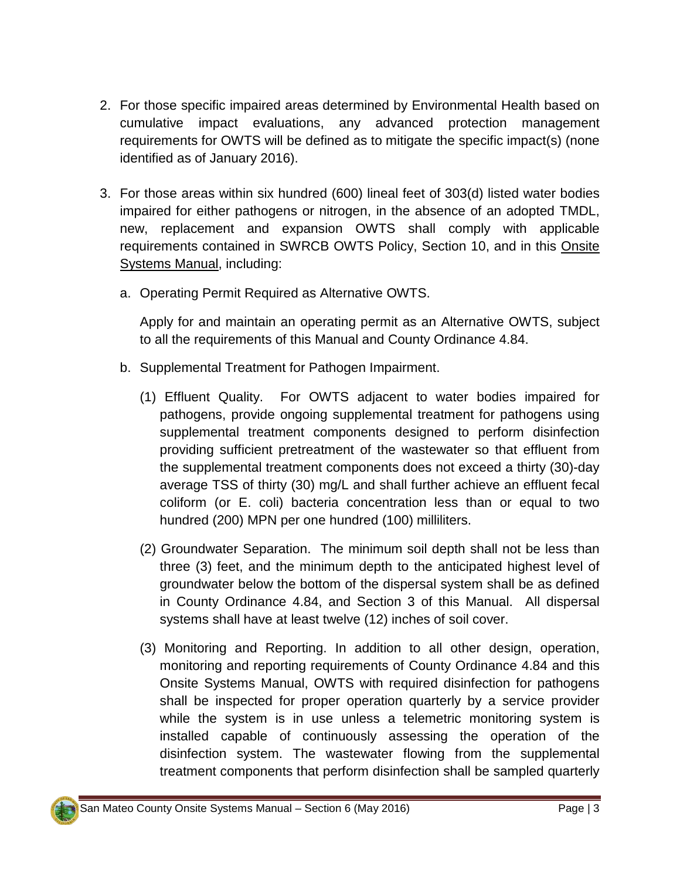2. For those specific impaired areas determined by Environmental Health based on cumulative impact evaluations, any advanced protection management requirements for OWTS will be defined as to mitigate the specific impact(s) (none identified as of January 2016).

3. For those areas within six hundred (600) lineal feet of 303(d) listed water bodies impaired for either pathogens or nitrogen, in the absence of an adopted TMDL, new, replacement and expansion OWTS shall comply with applicable requirements contained in SWRCB OWTS Policy, Section 10, and in this <u>Onsite Systems Manual</u>, including:

   a. Operating Permit Required as Alternative OWTS.

      Apply for and maintain an operating permit as an Alternative OWTS, subject to all the requirements of this Manual and County Ordinance 4.84.

   b. Supplemental Treatment for Pathogen Impairment.

      (1) Effluent Quality. For OWTS adjacent to water bodies impaired for pathogens, provide ongoing supplemental treatment for pathogens using supplemental treatment components designed to perform disinfection providing sufficient pretreatment of the wastewater so that effluent from the supplemental treatment components does not exceed a thirty (30)-day average TSS of thirty (30) mg/L and shall further achieve an effluent fecal coliform (or E. coli) bacteria concentration less than or equal to two hundred (200) MPN per one hundred (100) milliliters.

      (2) Groundwater Separation. The minimum soil depth shall not be less than three (3) feet, and the minimum depth to the anticipated highest level of groundwater below the bottom of the dispersal system shall be as defined in County Ordinance 4.84, and Section 3 of this Manual. All dispersal systems shall have at least twelve (12) inches of soil cover.

      (3) Monitoring and Reporting. In addition to all other design, operation, monitoring and reporting requirements of County Ordinance 4.84 and this Onsite Systems Manual, OWTS with required disinfection for pathogens shall be inspected for proper operation quarterly by a service provider while the system is in use unless a telemetric monitoring system is installed capable of continuously assessing the operation of the disinfection system. The wastewater flowing from the supplemental treatment components that perform disinfection shall be sampled quarterly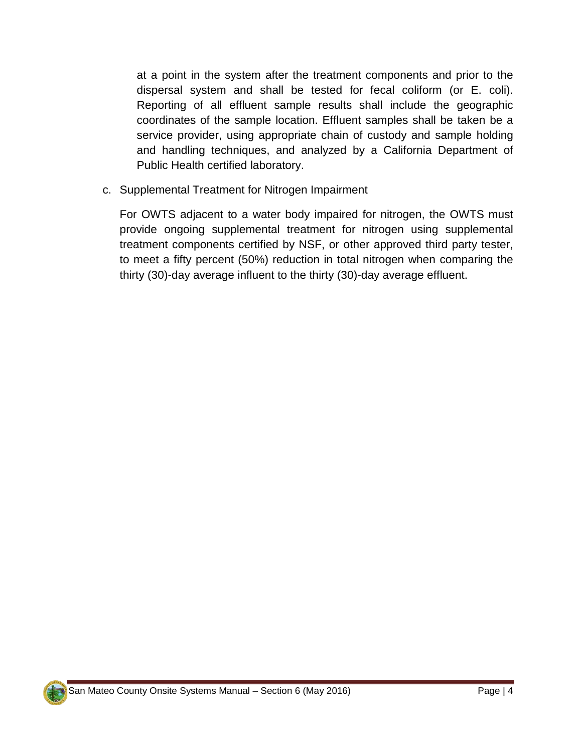at a point in the system after the treatment components and prior to the dispersal system and shall be tested for fecal coliform (or E. coli). Reporting of all effluent sample results shall include the geographic coordinates of the sample location. Effluent samples shall be taken be a service provider, using appropriate chain of custody and sample holding and handling techniques, and analyzed by a California Department of Public Health certified laboratory.

c. Supplemental Treatment for Nitrogen Impairment

For OWTS adjacent to a water body impaired for nitrogen, the OWTS must provide ongoing supplemental treatment for nitrogen using supplemental treatment components certified by NSF, or other approved third party tester, to meet a fifty percent (50%) reduction in total nitrogen when comparing the thirty (30)-day average influent to the thirty (30)-day average effluent.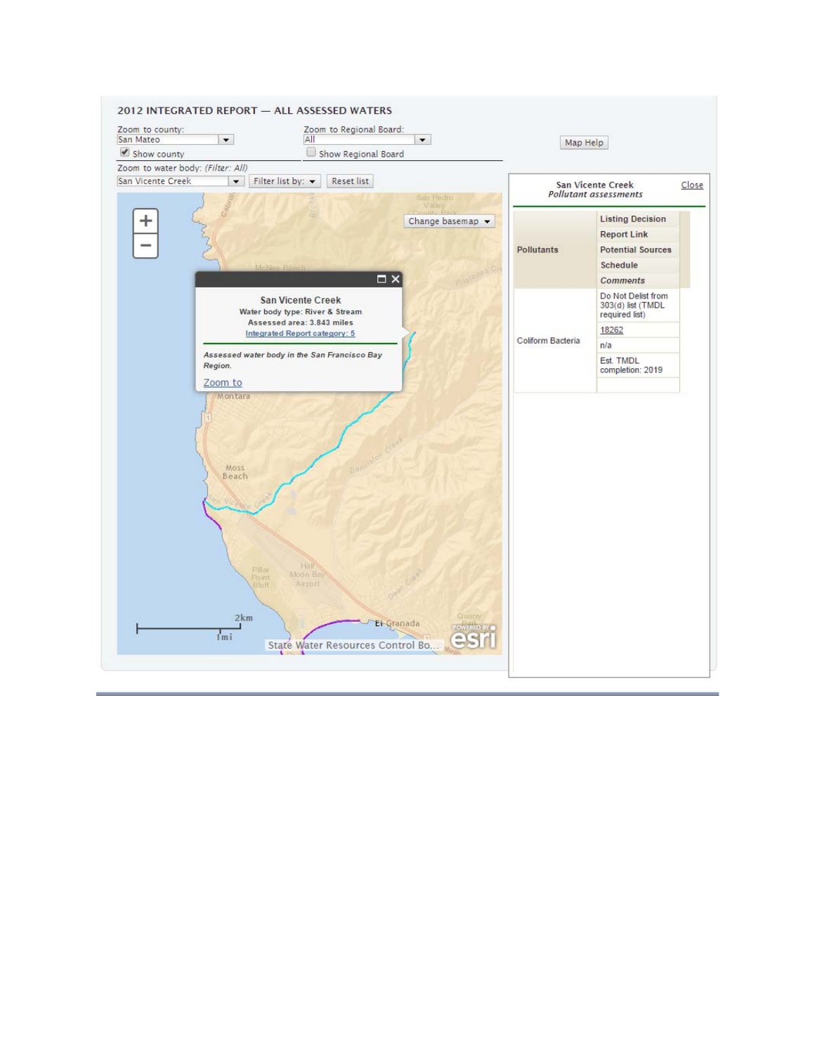## 2012 INTEGRATED REPORT — ALL ASSESSED WATERS

Zoom to county: San Mateo

Show county

Zoom to Regional Board: All

Show Regional Board

Map Help

Zoom to water body: (Filter: All)

San Vicente Creek | Filter list by: | Reset list

Change basemap

**San Vicente Creek**

Water body type: River & Stream

Assessed area: 3.843 miles

Integrated Report category: 5

*Assessed water body in the San Francisco Bay Region.*

Zoom to

2km

1mi

State Water Resources Control Bo...

**San Vicente Creek**

***Pollutant assessments***

Close

| Pollutants | |
|---|---|
| | **Listing Decision** |
| | **Report Link** |
| | **Potential Sources** |
| | **Schedule** |
| | ***Comments*** |
| Coliform Bacteria | Do Not Delist from 303(d) list (TMDL required list) |
| | 18262 |
| | n/a |
| | Est. TMDL completion: 2019 |
| | |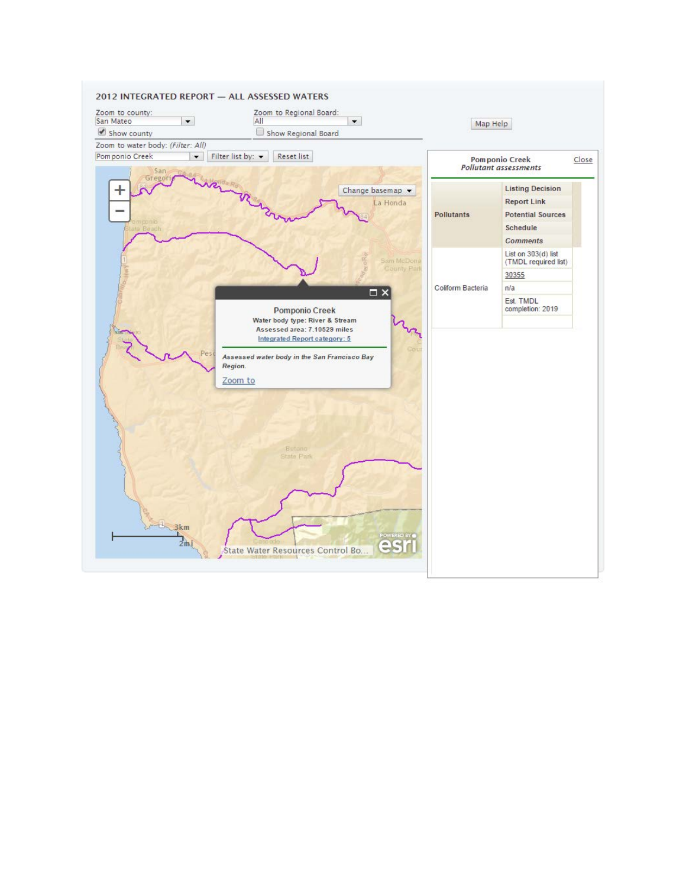## 2012 INTEGRATED REPORT — ALL ASSESSED WATERS

Zoom to county: San Mateo

☑ Show county

Zoom to Regional Board: All

☐ Show Regional Board

Zoom to water body: *(Filter: All)*

Pomponio Creek | Filter list by: | Reset list

Map Help

Change basemap

**Pomponio Creek**

Water body type: River & Stream

Assessed area: 7.10529 miles

Integrated Report category: 5

*Assessed water body in the San Francisco Bay Region.*

Zoom to

State Water Resources Control Bo...

**Pomponio Creek**

***Pollutant assessments***

Close

| Pollutants | Listing Decision / Report Link / Potential Sources / Schedule / *Comments* |
|---|---|
| Coliform Bacteria | List on 303(d) list (TMDL required list) |
| | 30355 |
| | n/a |
| | Est. TMDL completion: 2019 |
| | |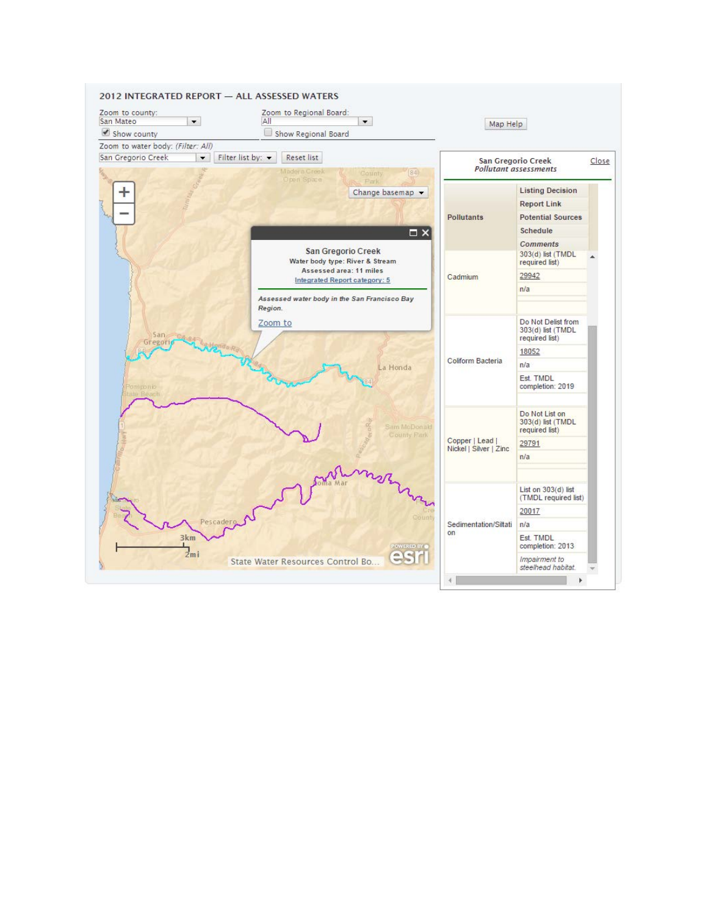2012 INTEGRATED REPORT — ALL ASSESSED WATERS

Zoom to county: San Mateo

Show county

Zoom to Regional Board: All

Show Regional Board

Map Help

Zoom to water body: (Filter: All)

San Gregorio Creek | Filter list by: | Reset list

Change basemap

San Gregorio Creek
Water body type: River & Stream
Assessed area: 11 miles
Integrated Report category: 5

*Assessed water body in the San Francisco Bay Region.*

Zoom to

San Gregorio

La Honda

Pomponio State Beach

Sam McDonald County Park

Loma Mar

Pescadero

3km

2mi

State Water Resources Control Bo...

POWERED BY esri

**San Gregorio Creek**
***Pollutant assessments***

Close

| Pollutants | Listing Decision / Report Link / Potential Sources / Schedule / *Comments* |
|---|---|
| Cadmium | 303(d) list (TMDL required list) |
| | 29942 |
| | n/a |
| | |
| | |
| Coliform Bacteria | Do Not Delist from 303(d) list (TMDL required list) |
| | 18052 |
| | n/a |
| | Est. TMDL completion: 2019 |
| | |
| Copper \| Lead \| Nickel \| Silver \| Zinc | Do Not List on 303(d) list (TMDL required list) |
| | 29791 |
| | n/a |
| | |
| | |
| Sedimentation/Siltation | List on 303(d) list (TMDL required list) |
| | 20017 |
| | n/a |
| | Est. TMDL completion: 2013 |
| | *Impairment to steelhead habitat.* |